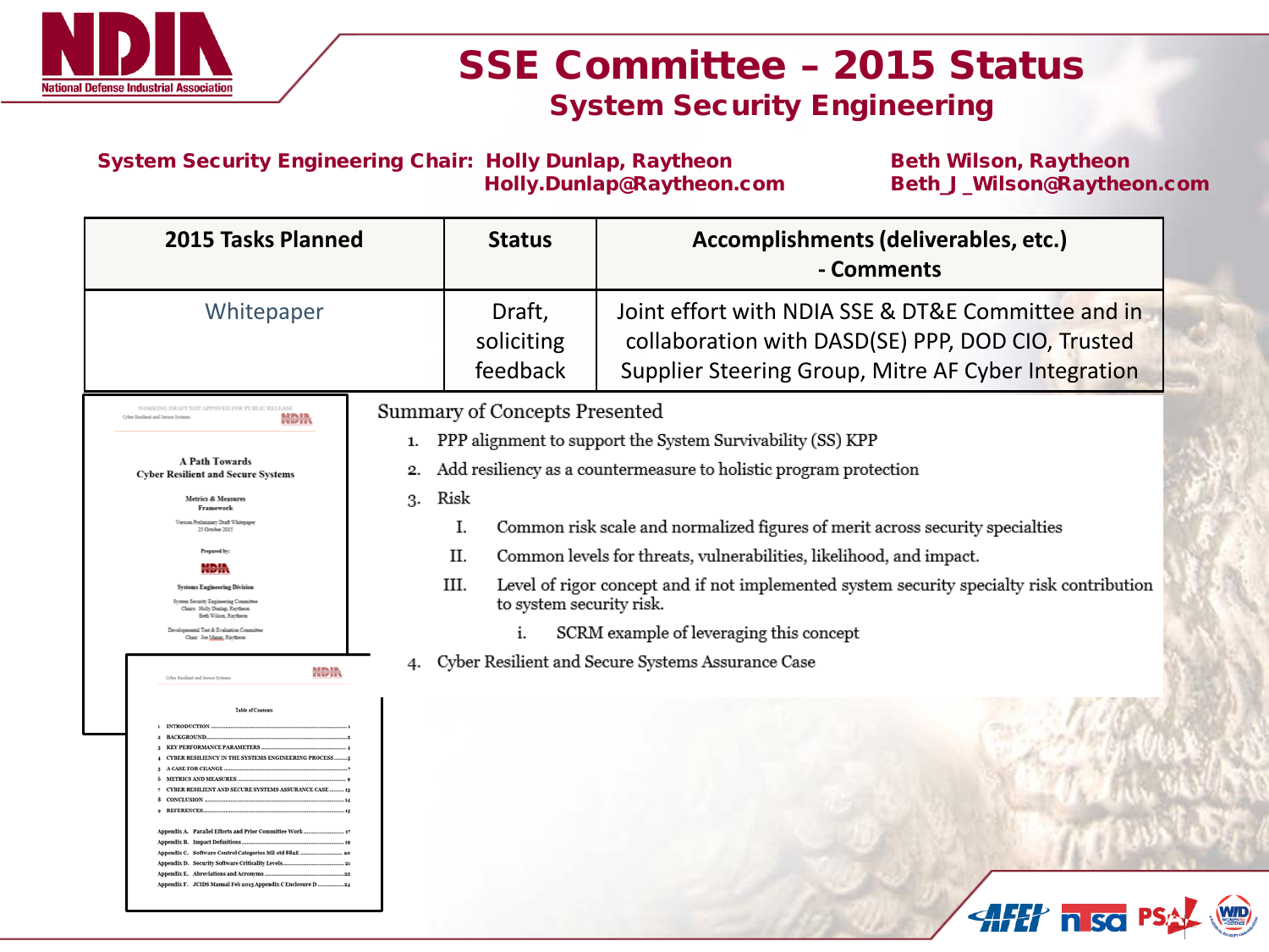# SSE Committee – 2015 Status

## System Security Engineering

**System Security Engineering Chair: Holly Dunlap, Raytheon**
**Holly.Dunlap@Raytheon.com**

**Beth Wilson, Raytheon**
**Beth_J_Wilson@Raytheon.com**

| 2015 Tasks Planned | Status | Accomplishments (deliverables, etc.) - Comments |
|---|---|---|
| Whitepaper | Draft, soliciting feedback | Joint effort with NDIA SSE & DT&E Committee and in collaboration with DASD(SE) PPP, DOD CIO, Trusted Supplier Steering Group, Mitre AF Cyber Integration |

WORKING DRAFT NOT APPROVED FOR PUBLIC RELEASE

Cyber Resilient and Secure Systems

**A Path Towards Cyber Resilient and Secure Systems**

**Metrics & Measures Framework**

Version Preliminary Draft Whitepaper
25 October 2015

Prepared by:

NDIA

Systems Engineering Division

System Security Engineering Committee
Chairs: Holly Dunlap, Raytheon
Beth Wilson, Raytheon

Developmental Test & Evaluation Committee
Chair: Joe Manas, Raytheon

Cyber Resilient and Secure Systems

Table of Contents

1. INTRODUCTION ... 1
2. BACKGROUND ... 2
3. KEY PERFORMANCE PARAMETERS ... 4
4. CYBER RESILIENCY IN THE SYSTEMS ENGINEERING PROCESS ... 5
5. A CASE FOR CHANGE ... 7
6. METRICS AND MEASURES ... 9
7. CYBER RESILIENT AND SECURE SYSTEMS ASSURANCE CASE ... 13
8. CONCLUSION ... 14
9. REFERENCES ... 15

Appendix A. Parallel Efforts and Prior Committee Work ... 17
Appendix B. Impact Definitions ... 19
Appendix C. Software Control Categories Mil-std 882E ... 20
Appendix D. Security Software Criticality Levels ... 21
Appendix E. Abbreviations and Acronyms ... 22
Appendix F. JCIDS Manual Feb 2015 Appendix C Enclosure D ... 24

Summary of Concepts Presented

1. PPP alignment to support the System Survivability (SS) KPP
2. Add resiliency as a countermeasure to holistic program protection
3. Risk
   I. Common risk scale and normalized figures of merit across security specialties
   II. Common levels for threats, vulnerabilities, likelihood, and impact.
   III. Level of rigor concept and if not implemented system security specialty risk contribution to system security risk.
      i. SCRM example of leveraging this concept
4. Cyber Resilient and Secure Systems Assurance Case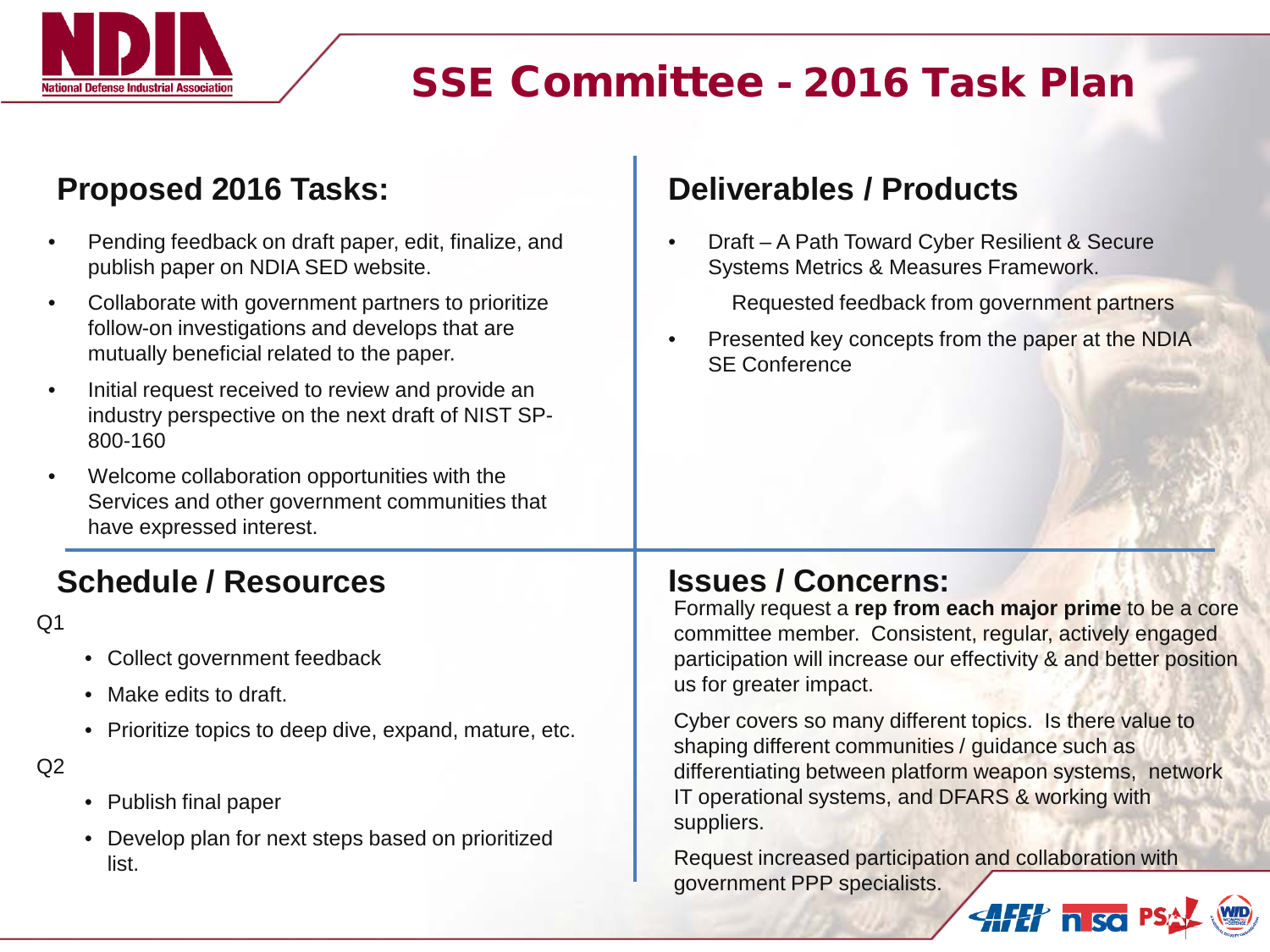# SSE Committee - 2016 Task Plan

## Proposed 2016 Tasks:

- Pending feedback on draft paper, edit, finalize, and publish paper on NDIA SED website.
- Collaborate with government partners to prioritize follow-on investigations and develops that are mutually beneficial related to the paper.
- Initial request received to review and provide an industry perspective on the next draft of NIST SP-800-160
- Welcome collaboration opportunities with the Services and other government communities that have expressed interest.

## Deliverables / Products

- Draft – A Path Toward Cyber Resilient & Secure Systems Metrics & Measures Framework.

  Requested feedback from government partners
- Presented key concepts from the paper at the NDIA SE Conference

## Schedule / Resources

Q1

- Collect government feedback
- Make edits to draft.
- Prioritize topics to deep dive, expand, mature, etc.

Q2

- Publish final paper
- Develop plan for next steps based on prioritized list.

## Issues / Concerns:

Formally request a **rep from each major prime** to be a core committee member. Consistent, regular, actively engaged participation will increase our effectivity & and better position us for greater impact.

Cyber covers so many different topics. Is there value to shaping different communities / guidance such as differentiating between platform weapon systems, network IT operational systems, and DFARS & working with suppliers.

Request increased participation and collaboration with government PPP specialists.